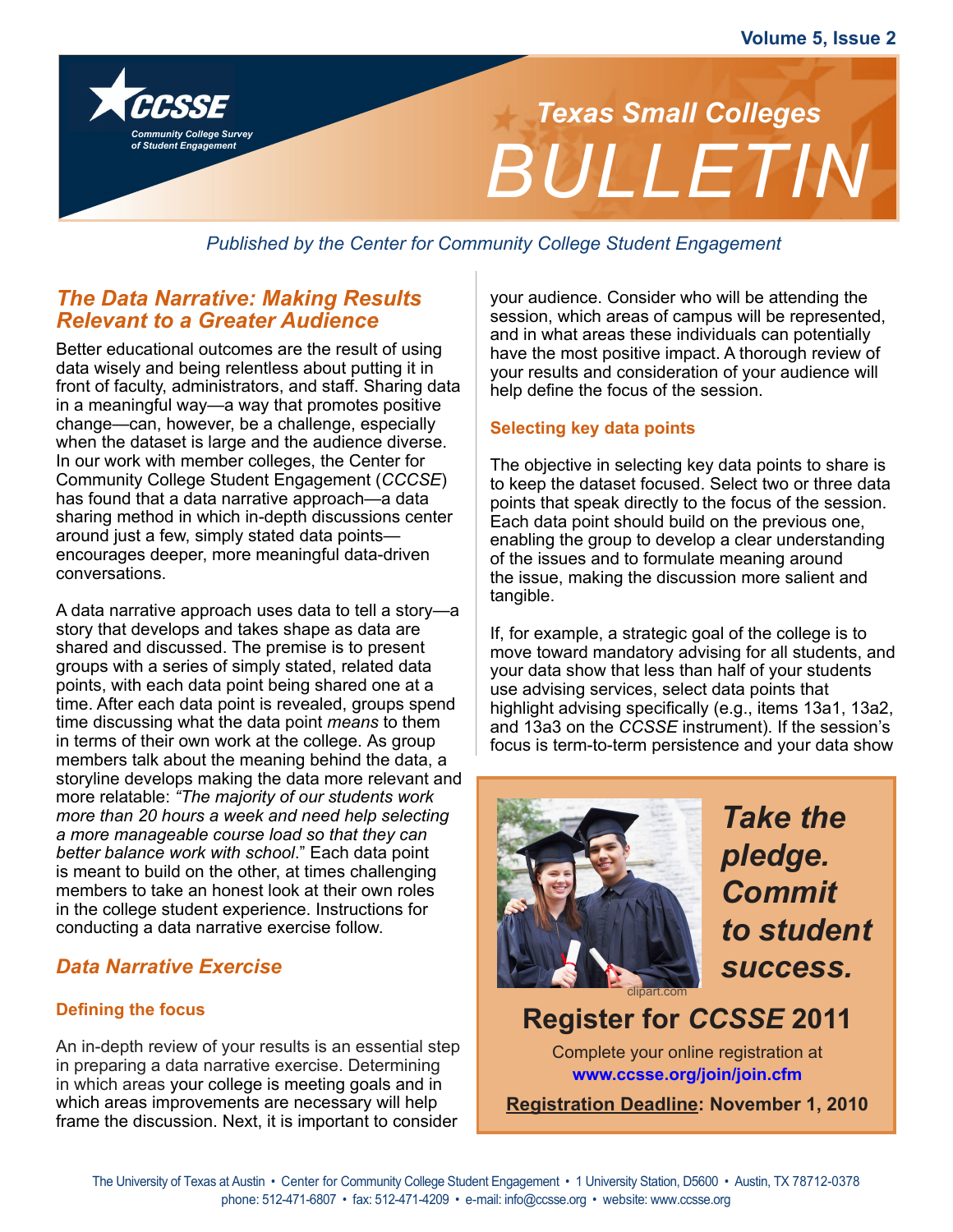# Texas Small Colleges BULLETIN

*Published by the Center for Community College Student Engagement*

## *The Data Narrative: Making Results Relevant to a Greater Audience*

Better educational outcomes are the result of using data wisely and being relentless about putting it in front of faculty, administrators, and staff. Sharing data in a meaningful way—a way that promotes positive change—can, however, be a challenge, especially when the dataset is large and the audience diverse. In our work with member colleges, the Center for Community College Student Engagement (*CCCSE*) has found that a data narrative approach—a data sharing method in which in-depth discussions center around just a few, simply stated data points—encourages deeper, more meaningful data-driven conversations.

A data narrative approach uses data to tell a story—a story that develops and takes shape as data are shared and discussed. The premise is to present groups with a series of simply stated, related data points, with each data point being shared one at a time. After each data point is revealed, groups spend time discussing what the data point *means* to them in terms of their own work at the college. As group members talk about the meaning behind the data, a storyline develops making the data more relevant and more relatable: *"The majority of our students work more than 20 hours a week and need help selecting a more manageable course load so that they can better balance work with school*." Each data point is meant to build on the other, at times challenging members to take an honest look at their own roles in the college student experience. Instructions for conducting a data narrative exercise follow.

## *Data Narrative Exercise*

### Defining the focus

An in-depth review of your results is an essential step in preparing a data narrative exercise. Determining in which areas your college is meeting goals and in which areas improvements are necessary will help frame the discussion. Next, it is important to consider your audience. Consider who will be attending the session, which areas of campus will be represented, and in what areas these individuals can potentially have the most positive impact. A thorough review of your results and consideration of your audience will help define the focus of the session.

### Selecting key data points

The objective in selecting key data points to share is to keep the dataset focused. Select two or three data points that speak directly to the focus of the session. Each data point should build on the previous one, enabling the group to develop a clear understanding of the issues and to formulate meaning around the issue, making the discussion more salient and tangible.

If, for example, a strategic goal of the college is to move toward mandatory advising for all students, and your data show that less than half of your students use advising services, select data points that highlight advising specifically (e.g., items 13a1, 13a2, and 13a3 on the *CCSSE* instrument). If the session's focus is term-to-term persistence and your data show

---

***Take the pledge. Commit to student success.***

clipart.com

**Register for *CCSSE* 2011**

Complete your online registration at
**www.ccsse.org/join/join.cfm**

**Registration Deadline: November 1, 2010**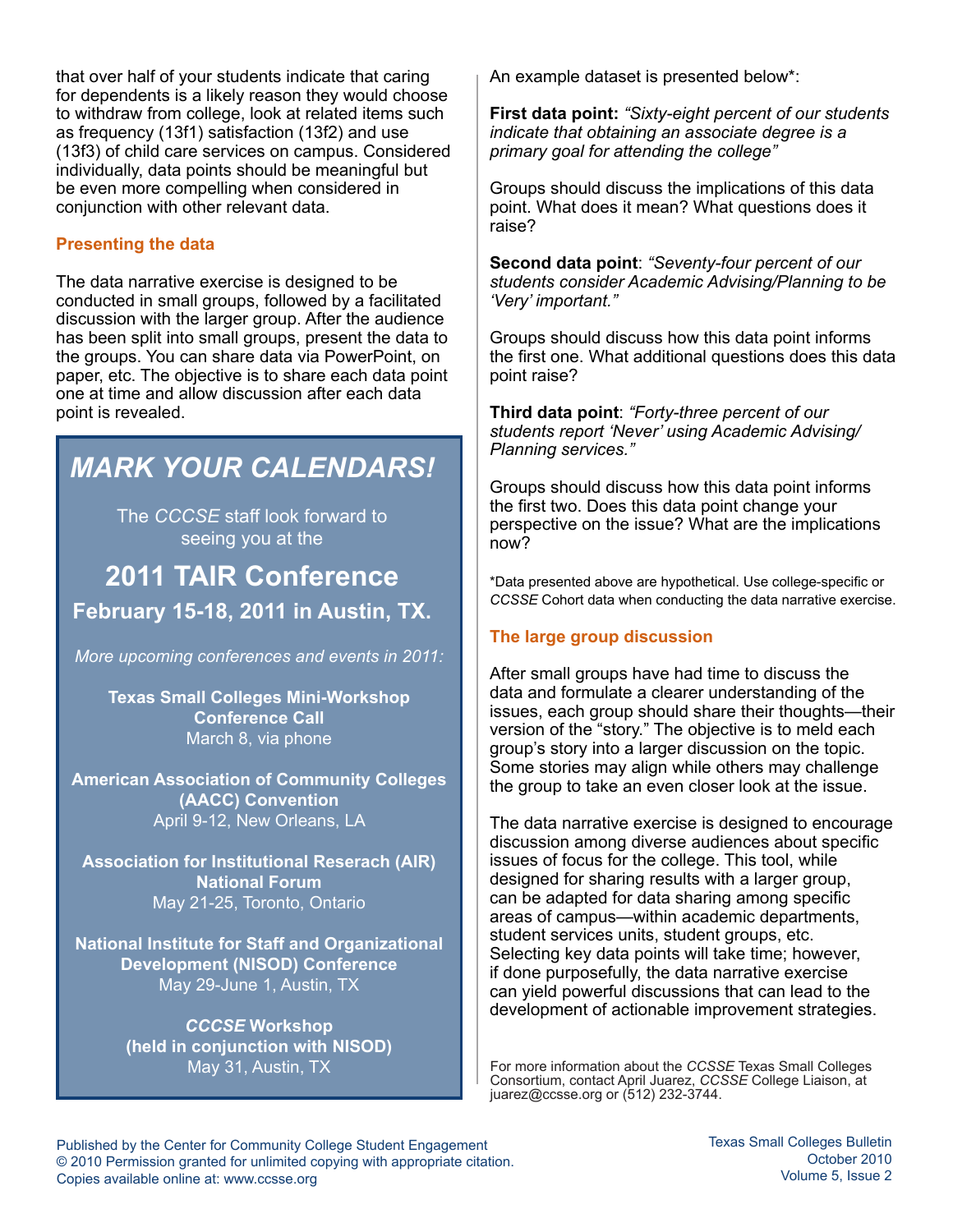that over half of your students indicate that caring for dependents is a likely reason they would choose to withdraw from college, look at related items such as frequency (13f1) satisfaction (13f2) and use (13f3) of child care services on campus. Considered individually, data points should be meaningful but be even more compelling when considered in conjunction with other relevant data.

### Presenting the data

The data narrative exercise is designed to be conducted in small groups, followed by a facilitated discussion with the larger group. After the audience has been split into small groups, present the data to the groups. You can share data via PowerPoint, on paper, etc. The objective is to share each data point one at time and allow discussion after each data point is revealed.

## *MARK YOUR CALENDARS!*

The *CCCSE* staff look forward to seeing you at the

**2011 TAIR Conference**
**February 15-18, 2011 in Austin, TX.**

*More upcoming conferences and events in 2011:*

**Texas Small Colleges Mini-Workshop Conference Call**
March 8, via phone

**American Association of Community Colleges (AACC) Convention**
April 9-12, New Orleans, LA

**Association for Institutional Reserach (AIR) National Forum**
May 21-25, Toronto, Ontario

**National Institute for Staff and Organizational Development (NISOD) Conference**
May 29-June 1, Austin, TX

***CCCSE* Workshop (held in conjunction with NISOD)**
May 31, Austin, TX

An example dataset is presented below*:

**First data point:** *"Sixty-eight percent of our students indicate that obtaining an associate degree is a primary goal for attending the college"*

Groups should discuss the implications of this data point. What does it mean? What questions does it raise?

**Second data point**: *"Seventy-four percent of our students consider Academic Advising/Planning to be 'Very' important."*

Groups should discuss how this data point informs the first one. What additional questions does this data point raise?

**Third data point**: *"Forty-three percent of our students report 'Never' using Academic Advising/ Planning services."*

Groups should discuss how this data point informs the first two. Does this data point change your perspective on the issue? What are the implications now?

*Data presented above are hypothetical. Use college-specific or *CCSSE* Cohort data when conducting the data narrative exercise.

### The large group discussion

After small groups have had time to discuss the data and formulate a clearer understanding of the issues, each group should share their thoughts—their version of the "story." The objective is to meld each group's story into a larger discussion on the topic. Some stories may align while others may challenge the group to take an even closer look at the issue.

The data narrative exercise is designed to encourage discussion among diverse audiences about specific issues of focus for the college. This tool, while designed for sharing results with a larger group, can be adapted for data sharing among specific areas of campus—within academic departments, student services units, student groups, etc. Selecting key data points will take time; however, if done purposefully, the data narrative exercise can yield powerful discussions that can lead to the development of actionable improvement strategies.

For more information about the *CCSSE* Texas Small Colleges Consortium, contact April Juarez, *CCSSE* College Liaison, at juarez@ccsse.org or (512) 232-3744.

Published by the Center for Community College Student Engagement
© 2010 Permission granted for unlimited copying with appropriate citation.
Copies available online at: www.ccsse.org